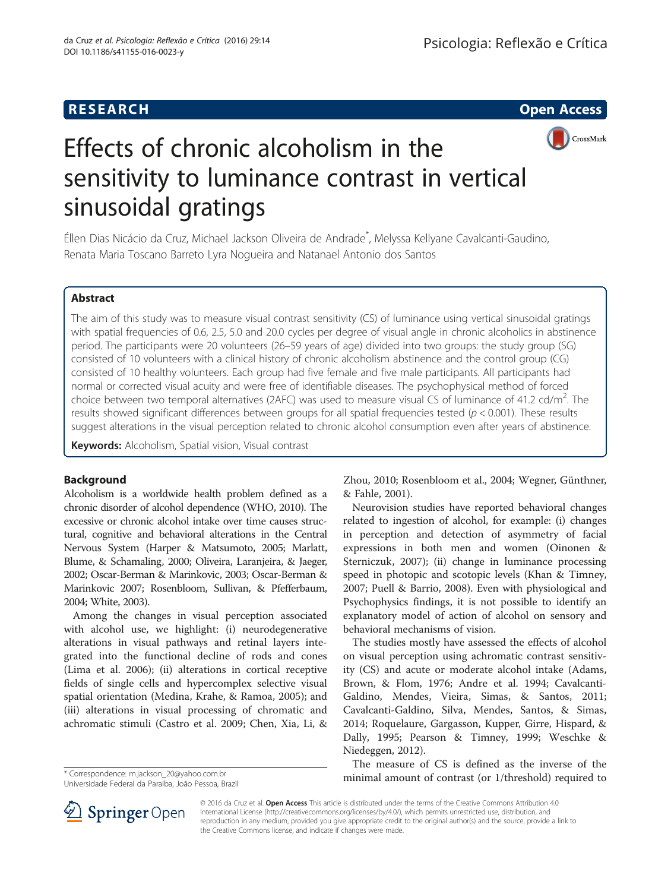RESEARCH

Open Access

# Effects of chronic alcoholism in the sensitivity to luminance contrast in vertical sinusoidal gratings

Éllen Dias Nicácio da Cruz, Michael Jackson Oliveira de Andrade*, Melyssa Kellyane Cavalcanti-Gaudino, Renata Maria Toscano Barreto Lyra Nogueira and Natanael Antonio dos Santos

## Abstract

The aim of this study was to measure visual contrast sensitivity (CS) of luminance using vertical sinusoidal gratings with spatial frequencies of 0.6, 2.5, 5.0 and 20.0 cycles per degree of visual angle in chronic alcoholics in abstinence period. The participants were 20 volunteers (26–59 years of age) divided into two groups: the study group (SG) consisted of 10 volunteers with a clinical history of chronic alcoholism abstinence and the control group (CG) consisted of 10 healthy volunteers. Each group had five female and five male participants. All participants had normal or corrected visual acuity and were free of identifiable diseases. The psychophysical method of forced choice between two temporal alternatives (2AFC) was used to measure visual CS of luminance of 41.2 cd/m$^2$. The results showed significant differences between groups for all spatial frequencies tested ($p < 0.001$). These results suggest alterations in the visual perception related to chronic alcohol consumption even after years of abstinence.

**Keywords:** Alcoholism, Spatial vision, Visual contrast

## Background

Alcoholism is a worldwide health problem defined as a chronic disorder of alcohol dependence (WHO, 2010). The excessive or chronic alcohol intake over time causes structural, cognitive and behavioral alterations in the Central Nervous System (Harper & Matsumoto, 2005; Marlatt, Blume, & Schamaling, 2000; Oliveira, Laranjeira, & Jaeger, 2002; Oscar-Berman & Marinkovic, 2003; Oscar-Berman & Marinkovic 2007; Rosenbloom, Sullivan, & Pfefferbaum, 2004; White, 2003).

Among the changes in visual perception associated with alcohol use, we highlight: (i) neurodegenerative alterations in visual pathways and retinal layers integrated into the functional decline of rods and cones (Lima et al. 2006); (ii) alterations in cortical receptive fields of single cells and hypercomplex selective visual spatial orientation (Medina, Krahe, & Ramoa, 2005); and (iii) alterations in visual processing of chromatic and achromatic stimuli (Castro et al. 2009; Chen, Xia, Li, & Zhou, 2010; Rosenbloom et al., 2004; Wegner, Günthner, & Fahle, 2001).

Neurovision studies have reported behavioral changes related to ingestion of alcohol, for example: (i) changes in perception and detection of asymmetry of facial expressions in both men and women (Oinonen & Sterniczuk, 2007); (ii) change in luminance processing speed in photopic and scotopic levels (Khan & Timney, 2007; Puell & Barrio, 2008). Even with physiological and Psychophysics findings, it is not possible to identify an explanatory model of action of alcohol on sensory and behavioral mechanisms of vision.

The studies mostly have assessed the effects of alcohol on visual perception using achromatic contrast sensitivity (CS) and acute or moderate alcohol intake (Adams, Brown, & Flom, 1976; Andre et al. 1994; Cavalcanti-Galdino, Mendes, Vieira, Simas, & Santos, 2011; Cavalcanti-Galdino, Silva, Mendes, Santos, & Simas, 2014; Roquelaure, Gargasson, Kupper, Girre, Hispard, & Dally, 1995; Pearson & Timney, 1999; Weschke & Niedeggen, 2012).

The measure of CS is defined as the inverse of the minimal amount of contrast (or 1/threshold) required to

* Correspondence: m.jackson_20@yahoo.com.br
Universidade Federal da Paraiba, João Pessoa, Brazil

© 2016 da Cruz et al. **Open Access** This article is distributed under the terms of the Creative Commons Attribution 4.0 International License (http://creativecommons.org/licenses/by/4.0/), which permits unrestricted use, distribution, and reproduction in any medium, provided you give appropriate credit to the original author(s) and the source, provide a link to the Creative Commons license, and indicate if changes were made.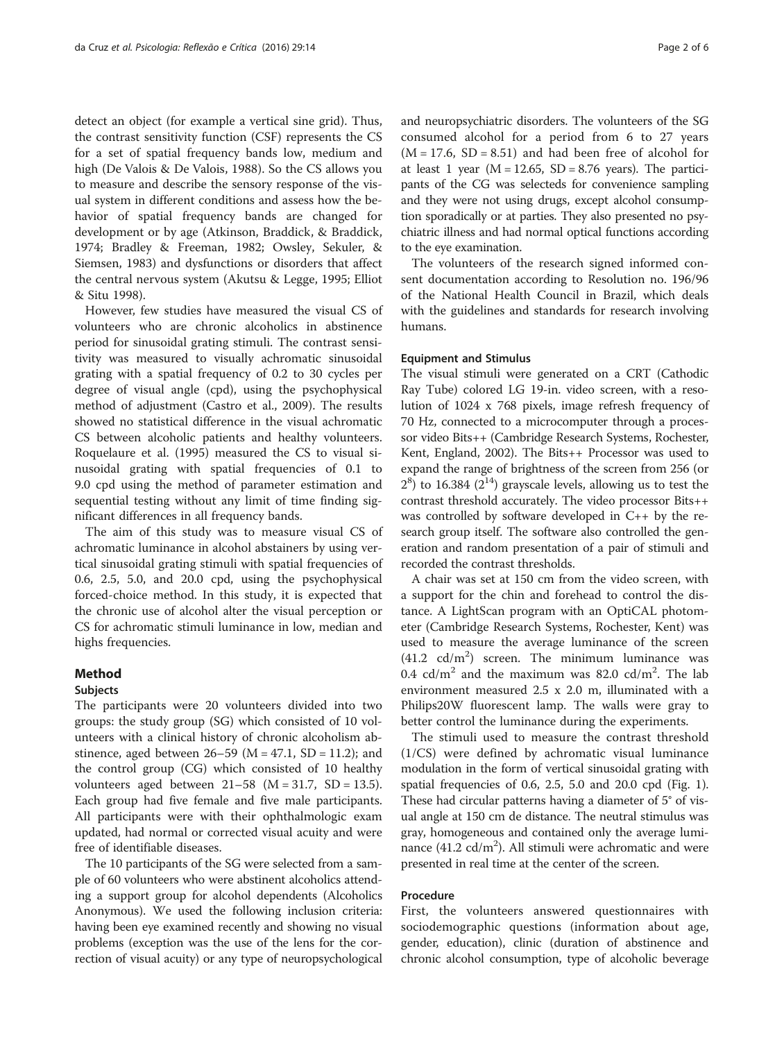detect an object (for example a vertical sine grid). Thus, the contrast sensitivity function (CSF) represents the CS for a set of spatial frequency bands low, medium and high (De Valois & De Valois, 1988). So the CS allows you to measure and describe the sensory response of the visual system in different conditions and assess how the behavior of spatial frequency bands are changed for development or by age (Atkinson, Braddick, & Braddick, 1974; Bradley & Freeman, 1982; Owsley, Sekuler, & Siemsen, 1983) and dysfunctions or disorders that affect the central nervous system (Akutsu & Legge, 1995; Elliot & Situ 1998).

However, few studies have measured the visual CS of volunteers who are chronic alcoholics in abstinence period for sinusoidal grating stimuli. The contrast sensitivity was measured to visually achromatic sinusoidal grating with a spatial frequency of 0.2 to 30 cycles per degree of visual angle (cpd), using the psychophysical method of adjustment (Castro et al., 2009). The results showed no statistical difference in the visual achromatic CS between alcoholic patients and healthy volunteers. Roquelaure et al. (1995) measured the CS to visual sinusoidal grating with spatial frequencies of 0.1 to 9.0 cpd using the method of parameter estimation and sequential testing without any limit of time finding significant differences in all frequency bands.

The aim of this study was to measure visual CS of achromatic luminance in alcohol abstainers by using vertical sinusoidal grating stimuli with spatial frequencies of 0.6, 2.5, 5.0, and 20.0 cpd, using the psychophysical forced-choice method. In this study, it is expected that the chronic use of alcohol alter the visual perception or CS for achromatic stimuli luminance in low, median and highs frequencies.

## Method

### Subjects

The participants were 20 volunteers divided into two groups: the study group (SG) which consisted of 10 volunteers with a clinical history of chronic alcoholism abstinence, aged between 26–59 (M = 47.1, SD = 11.2); and the control group (CG) which consisted of 10 healthy volunteers aged between 21–58 (M = 31.7, SD = 13.5). Each group had five female and five male participants. All participants were with their ophthalmologic exam updated, had normal or corrected visual acuity and were free of identifiable diseases.

The 10 participants of the SG were selected from a sample of 60 volunteers who were abstinent alcoholics attending a support group for alcohol dependents (Alcoholics Anonymous). We used the following inclusion criteria: having been eye examined recently and showing no visual problems (exception was the use of the lens for the correction of visual acuity) or any type of neuropsychological and neuropsychiatric disorders. The volunteers of the SG consumed alcohol for a period from 6 to 27 years (M = 17.6, SD = 8.51) and had been free of alcohol for at least 1 year (M = 12.65, SD = 8.76 years). The participants of the CG was selecteds for convenience sampling and they were not using drugs, except alcohol consumption sporadically or at parties. They also presented no psychiatric illness and had normal optical functions according to the eye examination.

The volunteers of the research signed informed consent documentation according to Resolution no. 196/96 of the National Health Council in Brazil, which deals with the guidelines and standards for research involving humans.

### Equipment and Stimulus

The visual stimuli were generated on a CRT (Cathodic Ray Tube) colored LG 19-in. video screen, with a resolution of 1024 x 768 pixels, image refresh frequency of 70 Hz, connected to a microcomputer through a processor video Bits++ (Cambridge Research Systems, Rochester, Kent, England, 2002). The Bits++ Processor was used to expand the range of brightness of the screen from 256 (or $2^8$) to 16.384 ($2^{14}$) grayscale levels, allowing us to test the contrast threshold accurately. The video processor Bits++ was controlled by software developed in C++ by the research group itself. The software also controlled the generation and random presentation of a pair of stimuli and recorded the contrast thresholds.

A chair was set at 150 cm from the video screen, with a support for the chin and forehead to control the distance. A LightScan program with an OptiCAL photometer (Cambridge Research Systems, Rochester, Kent) was used to measure the average luminance of the screen (41.2 cd/m$^2$) screen. The minimum luminance was 0.4 cd/m$^2$ and the maximum was 82.0 cd/m$^2$. The lab environment measured 2.5 x 2.0 m, illuminated with a Philips20W fluorescent lamp. The walls were gray to better control the luminance during the experiments.

The stimuli used to measure the contrast threshold (1/CS) were defined by achromatic visual luminance modulation in the form of vertical sinusoidal grating with spatial frequencies of 0.6, 2.5, 5.0 and 20.0 cpd (Fig. 1). These had circular patterns having a diameter of 5° of visual angle at 150 cm de distance. The neutral stimulus was gray, homogeneous and contained only the average luminance (41.2 cd/m$^2$). All stimuli were achromatic and were presented in real time at the center of the screen.

### Procedure

First, the volunteers answered questionnaires with sociodemographic questions (information about age, gender, education), clinic (duration of abstinence and chronic alcohol consumption, type of alcoholic beverage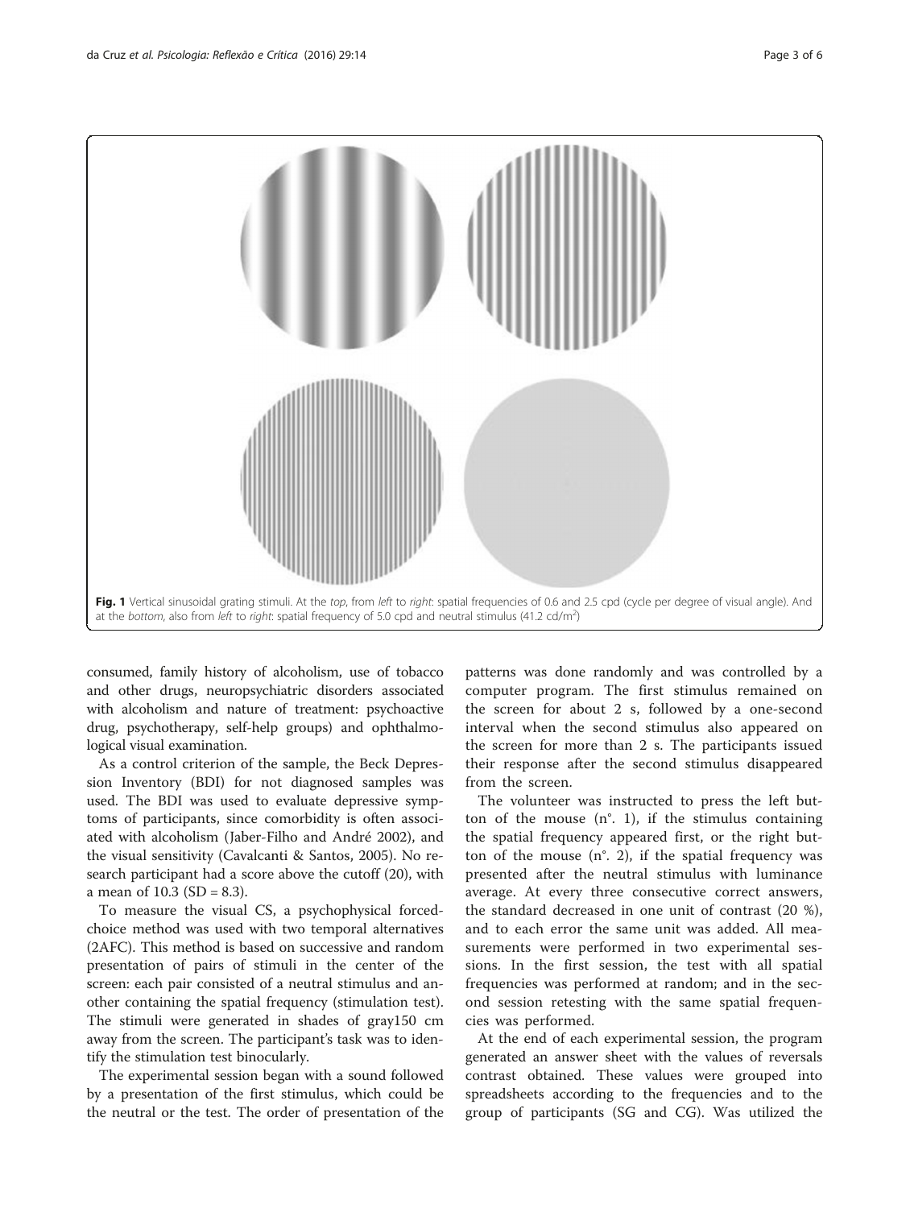Fig. 1 Vertical sinusoidal grating stimuli. At the *top*, from *left* to *right*: spatial frequencies of 0.6 and 2.5 cpd (cycle per degree of visual angle). And at the *bottom*, also from *left* to *right*: spatial frequency of 5.0 cpd and neutral stimulus (41.2 cd/m$^2$)

consumed, family history of alcoholism, use of tobacco and other drugs, neuropsychiatric disorders associated with alcoholism and nature of treatment: psychoactive drug, psychotherapy, self-help groups) and ophthalmological visual examination.

As a control criterion of the sample, the Beck Depression Inventory (BDI) for not diagnosed samples was used. The BDI was used to evaluate depressive symptoms of participants, since comorbidity is often associated with alcoholism (Jaber-Filho and André 2002), and the visual sensitivity (Cavalcanti & Santos, 2005). No research participant had a score above the cutoff (20), with a mean of 10.3 (SD = 8.3).

To measure the visual CS, a psychophysical forced-choice method was used with two temporal alternatives (2AFC). This method is based on successive and random presentation of pairs of stimuli in the center of the screen: each pair consisted of a neutral stimulus and another containing the spatial frequency (stimulation test). The stimuli were generated in shades of gray150 cm away from the screen. The participant's task was to identify the stimulation test binocularly.

The experimental session began with a sound followed by a presentation of the first stimulus, which could be the neutral or the test. The order of presentation of the patterns was done randomly and was controlled by a computer program. The first stimulus remained on the screen for about 2 s, followed by a one-second interval when the second stimulus also appeared on the screen for more than 2 s. The participants issued their response after the second stimulus disappeared from the screen.

The volunteer was instructed to press the left button of the mouse (n°. 1), if the stimulus containing the spatial frequency appeared first, or the right button of the mouse (n°. 2), if the spatial frequency was presented after the neutral stimulus with luminance average. At every three consecutive correct answers, the standard decreased in one unit of contrast (20 %), and to each error the same unit was added. All measurements were performed in two experimental sessions. In the first session, the test with all spatial frequencies was performed at random; and in the second session retesting with the same spatial frequencies was performed.

At the end of each experimental session, the program generated an answer sheet with the values of reversals contrast obtained. These values were grouped into spreadsheets according to the frequencies and to the group of participants (SG and CG). Was utilized the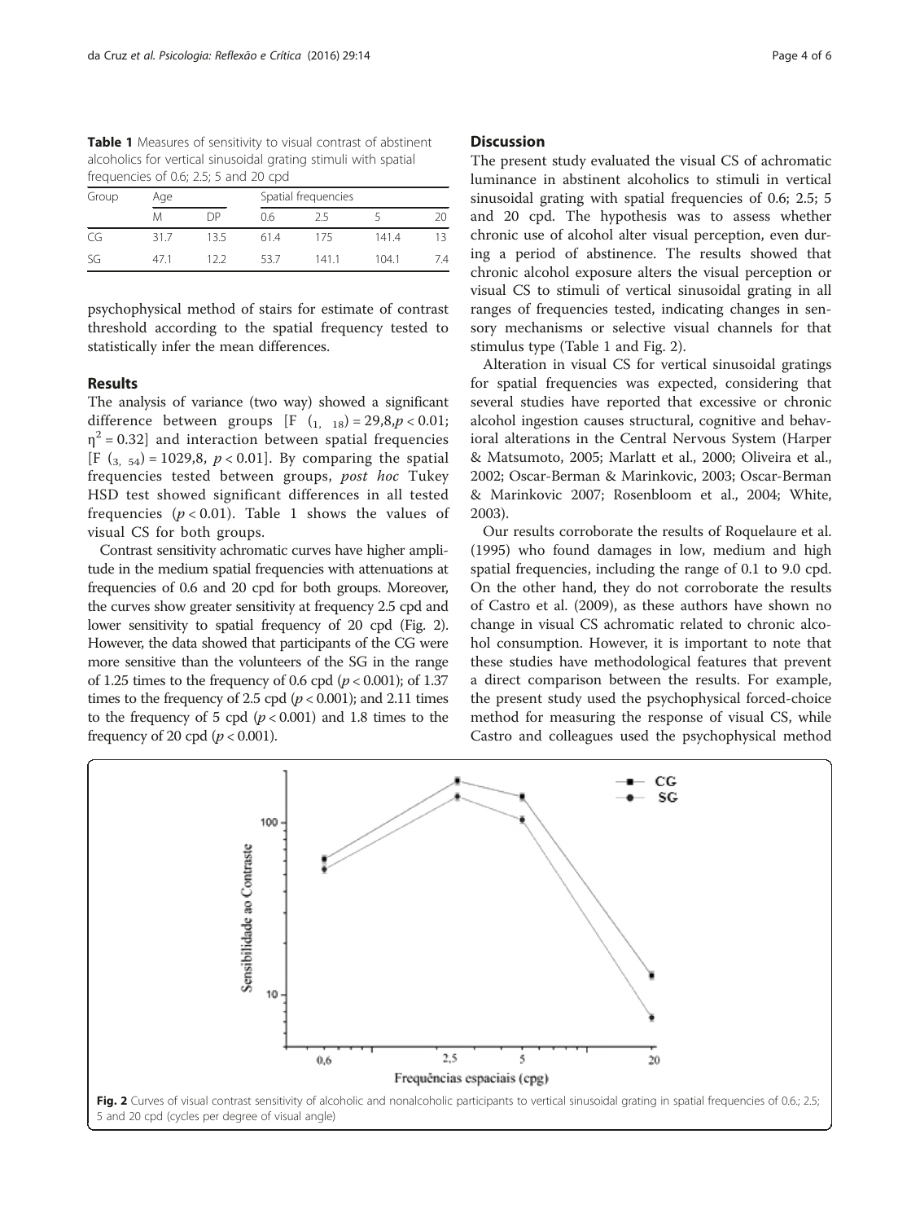**Table 1** Measures of sensitivity to visual contrast of abstinent alcoholics for vertical sinusoidal grating stimuli with spatial frequencies of 0.6; 2.5; 5 and 20 cpd

| Group | Age | | Spatial frequencies | | | |
|---|---|---|---|---|---|---|
| | M | DP | 0.6 | 2.5 | 5 | 20 |
| CG | 31.7 | 13.5 | 61.4 | 175 | 141.4 | 13 |
| SG | 47.1 | 12.2 | 53.7 | 141.1 | 104.1 | 7.4 |

psychophysical method of stairs for estimate of contrast threshold according to the spatial frequency tested to statistically infer the mean differences.

## Results

The analysis of variance (two way) showed a significant difference between groups [F $_{(1,\ 18)}$ = 29,8, $p < 0.01$; $\eta^2 = 0.32$] and interaction between spatial frequencies [F $_{(3,\ 54)}$ = 1029,8, $p < 0.01$]. By comparing the spatial frequencies tested between groups, *post hoc* Tukey HSD test showed significant differences in all tested frequencies ($p < 0.01$). Table 1 shows the values of visual CS for both groups.

Contrast sensitivity achromatic curves have higher amplitude in the medium spatial frequencies with attenuations at frequencies of 0.6 and 20 cpd for both groups. Moreover, the curves show greater sensitivity at frequency 2.5 cpd and lower sensitivity to spatial frequency of 20 cpd (Fig. 2). However, the data showed that participants of the CG were more sensitive than the volunteers of the SG in the range of 1.25 times to the frequency of 0.6 cpd ($p < 0.001$); of 1.37 times to the frequency of 2.5 cpd ($p < 0.001$); and 2.11 times to the frequency of 5 cpd ($p < 0.001$) and 1.8 times to the frequency of 20 cpd ($p < 0.001$).

## Discussion

The present study evaluated the visual CS of achromatic luminance in abstinent alcoholics to stimuli in vertical sinusoidal grating with spatial frequencies of 0.6; 2.5; 5 and 20 cpd. The hypothesis was to assess whether chronic use of alcohol alter visual perception, even during a period of abstinence. The results showed that chronic alcohol exposure alters the visual perception or visual CS to stimuli of vertical sinusoidal grating in all ranges of frequencies tested, indicating changes in sensory mechanisms or selective visual channels for that stimulus type (Table 1 and Fig. 2).

Alteration in visual CS for vertical sinusoidal gratings for spatial frequencies was expected, considering that several studies have reported that excessive or chronic alcohol ingestion causes structural, cognitive and behavioral alterations in the Central Nervous System (Harper & Matsumoto, 2005; Marlatt et al., 2000; Oliveira et al., 2002; Oscar-Berman & Marinkovic, 2003; Oscar-Berman & Marinkovic 2007; Rosenbloom et al., 2004; White, 2003).

Our results corroborate the results of Roquelaure et al. (1995) who found damages in low, medium and high spatial frequencies, including the range of 0.1 to 9.0 cpd. On the other hand, they do not corroborate the results of Castro et al. (2009), as these authors have shown no change in visual CS achromatic related to chronic alcohol consumption. However, it is important to note that these studies have methodological features that prevent a direct comparison between the results. For example, the present study used the psychophysical forced-choice method for measuring the response of visual CS, while Castro and colleagues used the psychophysical method

**Fig. 2** Curves of visual contrast sensitivity of alcoholic and nonalcoholic participants to vertical sinusoidal grating in spatial frequencies of 0.6.; 2.5; 5 and 20 cpd (cycles per degree of visual angle)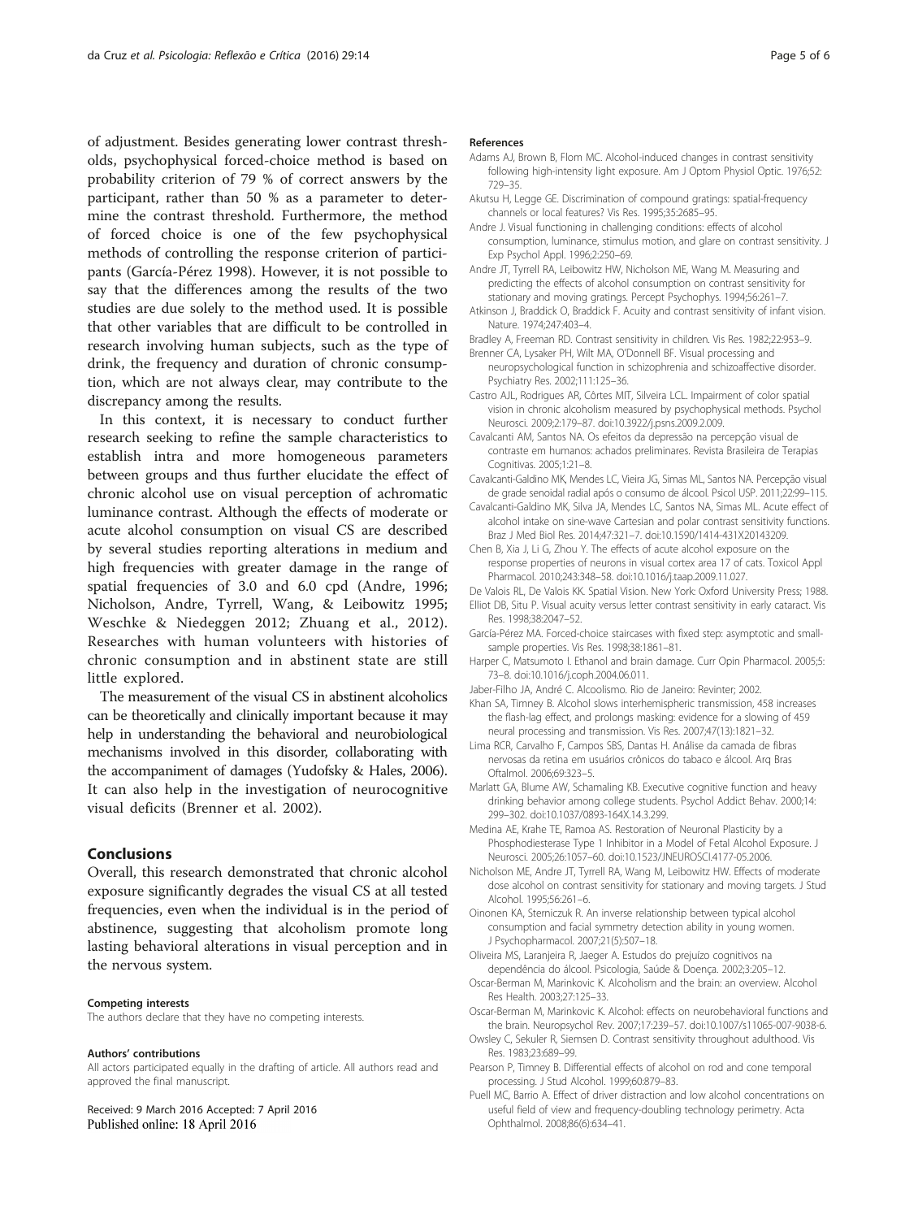of adjustment. Besides generating lower contrast thresholds, psychophysical forced-choice method is based on probability criterion of 79 % of correct answers by the participant, rather than 50 % as a parameter to determine the contrast threshold. Furthermore, the method of forced choice is one of the few psychophysical methods of controlling the response criterion of participants (García-Pérez 1998). However, it is not possible to say that the differences among the results of the two studies are due solely to the method used. It is possible that other variables that are difficult to be controlled in research involving human subjects, such as the type of drink, the frequency and duration of chronic consumption, which are not always clear, may contribute to the discrepancy among the results.

In this context, it is necessary to conduct further research seeking to refine the sample characteristics to establish intra and more homogeneous parameters between groups and thus further elucidate the effect of chronic alcohol use on visual perception of achromatic luminance contrast. Although the effects of moderate or acute alcohol consumption on visual CS are described by several studies reporting alterations in medium and high frequencies with greater damage in the range of spatial frequencies of 3.0 and 6.0 cpd (Andre, 1996; Nicholson, Andre, Tyrrell, Wang, & Leibowitz 1995; Weschke & Niedeggen 2012; Zhuang et al., 2012). Researches with human volunteers with histories of chronic consumption and in abstinent state are still little explored.

The measurement of the visual CS in abstinent alcoholics can be theoretically and clinically important because it may help in understanding the behavioral and neurobiological mechanisms involved in this disorder, collaborating with the accompaniment of damages (Yudofsky & Hales, 2006). It can also help in the investigation of neurocognitive visual deficits (Brenner et al. 2002).

## Conclusions

Overall, this research demonstrated that chronic alcohol exposure significantly degrades the visual CS at all tested frequencies, even when the individual is in the period of abstinence, suggesting that alcoholism promote long lasting behavioral alterations in visual perception and in the nervous system.

#### Competing interests

The authors declare that they have no competing interests.

#### Authors' contributions

All actors participated equally in the drafting of article. All authors read and approved the final manuscript.

Received: 9 March 2016 Accepted: 7 April 2016
Published online: 18 April 2016

#### References

- Adams AJ, Brown B, Flom MC. Alcohol-induced changes in contrast sensitivity following high-intensity light exposure. Am J Optom Physiol Optic. 1976;52: 729–35.
- Akutsu H, Legge GE. Discrimination of compound gratings: spatial-frequency channels or local features? Vis Res. 1995;35:2685–95.
- Andre J. Visual functioning in challenging conditions: effects of alcohol consumption, luminance, stimulus motion, and glare on contrast sensitivity. J Exp Psychol Appl. 1996;2:250–69.
- Andre JT, Tyrrell RA, Leibowitz HW, Nicholson ME, Wang M. Measuring and predicting the effects of alcohol consumption on contrast sensitivity for stationary and moving gratings. Percept Psychophys. 1994;56:261–7.
- Atkinson J, Braddick O, Braddick F. Acuity and contrast sensitivity of infant vision. Nature. 1974;247:403–4.
- Bradley A, Freeman RD. Contrast sensitivity in children. Vis Res. 1982;22:953–9.
- Brenner CA, Lysaker PH, Wilt MA, O'Donnell BF. Visual processing and neuropsychological function in schizophrenia and schizoaffective disorder. Psychiatry Res. 2002;111:125–36.
- Castro AJL, Rodrigues AR, Côrtes MIT, Silveira LCL. Impairment of color spatial vision in chronic alcoholism measured by psychophysical methods. Psychol Neurosci. 2009;2:179–87. doi:10.3922/j.psns.2009.2.009.
- Cavalcanti AM, Santos NA. Os efeitos da depressão na percepção visual de contraste em humanos: achados preliminares. Revista Brasileira de Terapias Cognitivas. 2005;1:21–8.
- Cavalcanti-Galdino MK, Mendes LC, Vieira JG, Simas ML, Santos NA. Percepção visual de grade senoidal radial após o consumo de álcool. Psicol USP. 2011;22:99–115.
- Cavalcanti-Galdino MK, Silva JA, Mendes LC, Santos NA, Simas ML. Acute effect of alcohol intake on sine-wave Cartesian and polar contrast sensitivity functions. Braz J Med Biol Res. 2014;47:321–7. doi:10.1590/1414-431X20143209.
- Chen B, Xia J, Li G, Zhou Y. The effects of acute alcohol exposure on the response properties of neurons in visual cortex area 17 of cats. Toxicol Appl Pharmacol. 2010;243:348–58. doi:10.1016/j.taap.2009.11.027.
- De Valois RL, De Valois KK. Spatial Vision. New York: Oxford University Press; 1988.
- Elliot DB, Situ P. Visual acuity versus letter contrast sensitivity in early cataract. Vis Res. 1998;38:2047–52.
- García-Pérez MA. Forced-choice staircases with fixed step: asymptotic and small-sample properties. Vis Res. 1998;38:1861–81.
- Harper C, Matsumoto I. Ethanol and brain damage. Curr Opin Pharmacol. 2005;5: 73–8. doi:10.1016/j.coph.2004.06.011.
- Jaber-Filho JA, André C. Alcoolismo. Rio de Janeiro: Revinter; 2002.
- Khan SA, Timney B. Alcohol slows interhemispheric transmission, 458 increases the flash-lag effect, and prolongs masking: evidence for a slowing of 459 neural processing and transmission. Vis Res. 2007;47(13):1821–32.
- Lima RCR, Carvalho F, Campos SBS, Dantas H. Análise da camada de fibras nervosas da retina em usuários crônicos do tabaco e álcool. Arq Bras Oftalmol. 2006;69:323–5.
- Marlatt GA, Blume AW, Schamaling KB. Executive cognitive function and heavy drinking behavior among college students. Psychol Addict Behav. 2000;14: 299–302. doi:10.1037/0893-164X.14.3.299.
- Medina AE, Krahe TE, Ramoa AS. Restoration of Neuronal Plasticity by a Phosphodiesterase Type 1 Inhibitor in a Model of Fetal Alcohol Exposure. J Neurosci. 2005;26:1057–60. doi:10.1523/JNEUROSCI.4177-05.2006.
- Nicholson ME, Andre JT, Tyrrell RA, Wang M, Leibowitz HW. Effects of moderate dose alcohol on contrast sensitivity for stationary and moving targets. J Stud Alcohol. 1995;56:261–6.
- Oinonen KA, Sterniczuk R. An inverse relationship between typical alcohol consumption and facial symmetry detection ability in young women. J Psychopharmacol. 2007;21(5):507–18.
- Oliveira MS, Laranjeira R, Jaeger A. Estudos do prejuízo cognitivos na dependência do álcool. Psicologia, Saúde & Doença. 2002;3:205–12.
- Oscar-Berman M, Marinkovic K. Alcoholism and the brain: an overview. Alcohol Res Health. 2003;27:125–33.
- Oscar-Berman M, Marinkovic K. Alcohol: effects on neurobehavioral functions and the brain. Neuropsychol Rev. 2007;17:239–57. doi:10.1007/s11065-007-9038-6.
- Owsley C, Sekuler R, Siemsen D. Contrast sensitivity throughout adulthood. Vis Res. 1983;23:689–99.
- Pearson P, Timney B. Differential effects of alcohol on rod and cone temporal processing. J Stud Alcohol. 1999;60:879–83.
- Puell MC, Barrio A. Effect of driver distraction and low alcohol concentrations on useful field of view and frequency-doubling technology perimetry. Acta Ophthalmol. 2008;86(6):634–41.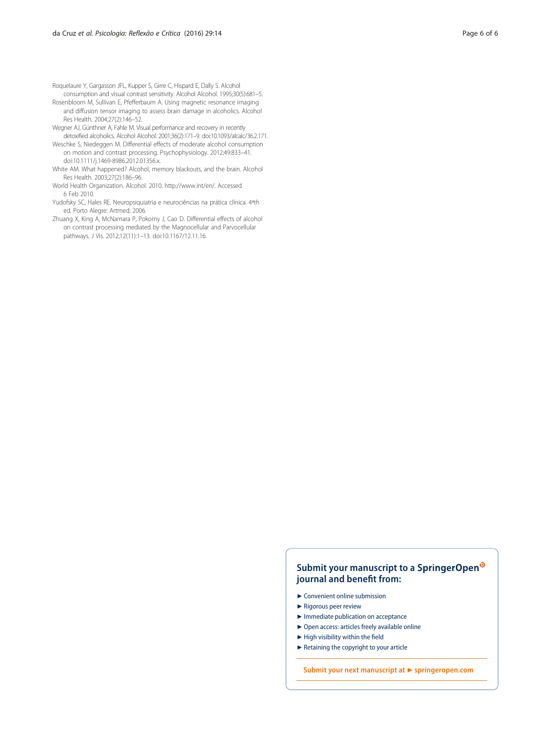Roquelaure Y, Gargasson JFL, Kupper S, Girre C, Hispard E, Dally S. Alcohol consumption and visual contrast sensitivity. Alcohol Alcohol. 1995;30(5):681–5.

Rosenbloom M, Sullivan E, Pfefferbaum A. Using magnetic resonance imaging and diffusion tensor imaging to assess brain damage in alcoholics. Alcohol Res Health. 2004;27(2):146–52.

Wegner AJ, Günthner A, Fahle M. Visual performance and recovery in recently detoxified alcoholics. Alcohol Alcohol. 2001;36(2):171–9. doi:10.1093/alcalc/36.2.171.

Weschke S, Niedeggen M. Differential effects of moderate alcohol consumption on motion and contrast processing. Psychophysiology. 2012;49:833–41. doi:10.1111/j.1469-8986.2012.01356.x.

White AM. What happened? Alcohol, memory blackouts, and the brain. Alcohol Res Health. 2003;27(2):186–96.

World Health Organization. Alcohol. 2010. http://www.int/en/. Accessed 6 Feb 2010.

Yudofsky SC, Hales RE. Neuropsiquiatria e neurociências na prática clínica. 4ªth ed. Porto Alegre: Artmed; 2006.

Zhuang X, King A, McNamara P, Pokorny J, Cao D. Differential effects of alcohol on contrast processing mediated by the Magnocellular and Parvocellular pathways. J Vis. 2012;12(11):1–13. doi:10.1167/12.11.16.

**Submit your manuscript to a SpringerOpen journal and benefit from:**

- ► Convenient online submission
- ► Rigorous peer review
- ► Immediate publication on acceptance
- ► Open access: articles freely available online
- ► High visibility within the field
- ► Retaining the copyright to your article

**Submit your next manuscript at ► springeropen.com**